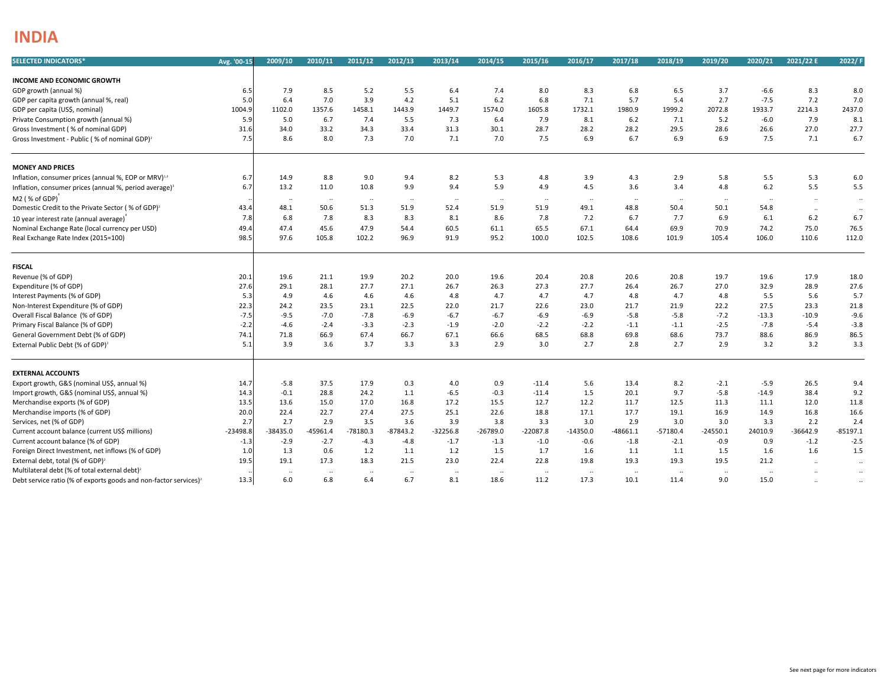# INDIA

| SELECTED INDICATORS* | Avg. '00-15 | 2009/10 | 2010/11 | 2011/12 | 2012/13 | 2013/14 | 2014/15 | 2015/16 | 2016/17 | 2017/18 | 2018/19 | 2019/20 | 2020/21 | 2021/22 E | 2022/ F |
|---|---|---|---|---|---|---|---|---|---|---|---|---|---|---|---|
| **INCOME AND ECONOMIC GROWTH** | | | | | | | | | | | | | | | |
| GDP growth (annual %) | 6.5 | 7.9 | 8.5 | 5.2 | 5.5 | 6.4 | 7.4 | 8.0 | 8.3 | 6.8 | 6.5 | 3.7 | -6.6 | 8.3 | 8.0 |
| GDP per capita growth (annual %, real) | 5.0 | 6.4 | 7.0 | 3.9 | 4.2 | 5.1 | 6.2 | 6.8 | 7.1 | 5.7 | 5.4 | 2.7 | -7.5 | 7.2 | 7.0 |
| GDP per capita (US$, nominal) | 1004.9 | 1102.0 | 1357.6 | 1458.1 | 1443.9 | 1449.7 | 1574.0 | 1605.8 | 1732.1 | 1980.9 | 1999.2 | 2072.8 | 1933.7 | 2214.3 | 2437.0 |
| Private Consumption growth (annual %) | 5.9 | 5.0 | 6.7 | 7.4 | 5.5 | 7.3 | 6.4 | 7.9 | 8.1 | 6.2 | 7.1 | 5.2 | -6.0 | 7.9 | 8.1 |
| Gross Investment ( % of nominal GDP) | 31.6 | 34.0 | 33.2 | 34.3 | 33.4 | 31.3 | 30.1 | 28.7 | 28.2 | 28.2 | 29.5 | 28.6 | 26.6 | 27.0 | 27.7 |
| Gross Investment - Public ( % of nominal GDP)[2] | 7.5 | 8.6 | 8.0 | 7.3 | 7.0 | 7.1 | 7.0 | 7.5 | 6.9 | 6.7 | 6.9 | 6.9 | 7.5 | 7.1 | 6.7 |
| **MONEY AND PRICES** | | | | | | | | | | | | | | | |
| Inflation, consumer prices (annual %, EOP or MRV)[1,3] | 6.7 | 14.9 | 8.8 | 9.0 | 9.4 | 8.2 | 5.3 | 4.8 | 3.9 | 4.3 | 2.9 | 5.8 | 5.5 | 5.3 | 6.0 |
| Inflation, consumer prices (annual %, period average)[3] | 6.7 | 13.2 | 11.0 | 10.8 | 9.9 | 9.4 | 5.9 | 4.9 | 4.5 | 3.6 | 3.4 | 4.8 | 6.2 | 5.5 | 5.5 |
| M2 ( % of GDP)[4] | .. | .. | .. | .. | .. | .. | .. | .. | .. | .. | .. | .. | .. | .. | .. |
| Domestic Credit to the Private Sector ( % of GDP)[2] | 43.4 | 48.1 | 50.6 | 51.3 | 51.9 | 52.4 | 51.9 | 51.9 | 49.1 | 48.8 | 50.4 | 50.1 | 54.8 | .. | .. |
| 10 year interest rate (annual average)[4] | 7.8 | 6.8 | 7.8 | 8.3 | 8.3 | 8.1 | 8.6 | 7.8 | 7.2 | 6.7 | 7.7 | 6.9 | 6.1 | 6.2 | 6.7 |
| Nominal Exchange Rate (local currency per USD) | 49.4 | 47.4 | 45.6 | 47.9 | 54.4 | 60.5 | 61.1 | 65.5 | 67.1 | 64.4 | 69.9 | 70.9 | 74.2 | 75.0 | 76.5 |
| Real Exchange Rate Index (2015=100) | 98.5 | 97.6 | 105.8 | 102.2 | 96.9 | 91.9 | 95.2 | 100.0 | 102.5 | 108.6 | 101.9 | 105.4 | 106.0 | 110.6 | 112.0 |
| **FISCAL** | | | | | | | | | | | | | | | |
| Revenue (% of GDP) | 20.1 | 19.6 | 21.1 | 19.9 | 20.2 | 20.0 | 19.6 | 20.4 | 20.8 | 20.6 | 20.8 | 19.7 | 19.6 | 17.9 | 18.0 |
| Expenditure (% of GDP) | 27.6 | 29.1 | 28.1 | 27.7 | 27.1 | 26.7 | 26.3 | 27.3 | 27.7 | 26.4 | 26.7 | 27.0 | 32.9 | 28.9 | 27.6 |
| Interest Payments (% of GDP) | 5.3 | 4.9 | 4.6 | 4.6 | 4.6 | 4.8 | 4.7 | 4.7 | 4.7 | 4.8 | 4.7 | 4.8 | 5.5 | 5.6 | 5.7 |
| Non-Interest Expenditure (% of GDP) | 22.3 | 24.2 | 23.5 | 23.1 | 22.5 | 22.0 | 21.7 | 22.6 | 23.0 | 21.7 | 21.9 | 22.2 | 27.5 | 23.3 | 21.8 |
| Overall Fiscal Balance (% of GDP) | -7.5 | -9.5 | -7.0 | -7.8 | -6.9 | -6.7 | -6.7 | -6.9 | -6.9 | -5.8 | -5.8 | -7.2 | -13.3 | -10.9 | -9.6 |
| Primary Fiscal Balance (% of GDP) | -2.2 | -4.6 | -2.4 | -3.3 | -2.3 | -1.9 | -2.0 | -2.2 | -2.2 | -1.1 | -1.1 | -2.5 | -7.8 | -5.4 | -3.8 |
| General Government Debt (% of GDP) | 74.1 | 71.8 | 66.9 | 67.4 | 66.7 | 67.1 | 66.6 | 68.5 | 68.8 | 69.8 | 68.6 | 73.7 | 88.6 | 86.9 | 86.5 |
| External Public Debt (% of GDP)[2] | 5.1 | 3.9 | 3.6 | 3.7 | 3.3 | 3.3 | 2.9 | 3.0 | 2.7 | 2.8 | 2.7 | 2.9 | 3.2 | 3.2 | 3.3 |
| **EXTERNAL ACCOUNTS** | | | | | | | | | | | | | | | |
| Export growth, G&S (nominal US$, annual %) | 14.7 | -5.8 | 37.5 | 17.9 | 0.3 | 4.0 | 0.9 | -11.4 | 5.6 | 13.4 | 8.2 | -2.1 | -5.9 | 26.5 | 9.4 |
| Import growth, G&S (nominal US$, annual %) | 14.3 | -0.1 | 28.8 | 24.2 | 1.1 | -6.5 | -0.3 | -11.4 | 1.5 | 20.1 | 9.7 | -5.8 | -14.9 | 38.4 | 9.2 |
| Merchandise exports (% of GDP) | 13.5 | 13.6 | 15.0 | 17.0 | 16.8 | 17.2 | 15.5 | 12.7 | 12.2 | 11.7 | 12.5 | 11.3 | 11.1 | 12.0 | 11.8 |
| Merchandise imports (% of GDP) | 20.0 | 22.4 | 22.7 | 27.4 | 27.5 | 25.1 | 22.6 | 18.8 | 17.1 | 17.7 | 19.1 | 16.9 | 14.9 | 16.8 | 16.6 |
| Services, net (% of GDP) | 2.7 | 2.7 | 2.9 | 3.5 | 3.6 | 3.9 | 3.8 | 3.3 | 3.0 | 2.9 | 3.0 | 3.0 | 3.3 | 2.2 | 2.4 |
| Current account balance (current US$ millions) | -23498.8 | -38435.0 | -45961.4 | -78180.3 | -87843.2 | -32256.8 | -26789.0 | -22087.8 | -14350.0 | -48661.1 | -57180.4 | -24550.1 | 24010.9 | -36642.9 | -85197.1 |
| Current account balance (% of GDP) | -1.3 | -2.9 | -2.7 | -4.3 | -4.8 | -1.7 | -1.3 | -1.0 | -0.6 | -1.8 | -2.1 | -0.9 | 0.9 | -1.2 | -2.5 |
| Foreign Direct Investment, net inflows (% of GDP) | 1.0 | 1.3 | 0.6 | 1.2 | 1.1 | 1.2 | 1.5 | 1.7 | 1.6 | 1.1 | 1.1 | 1.5 | 1.6 | 1.6 | 1.5 |
| External debt, total (% of GDP)[2] | 19.5 | 19.1 | 17.3 | 18.3 | 21.5 | 23.0 | 22.4 | 22.8 | 19.8 | 19.3 | 19.3 | 19.5 | 21.2 | .. | .. |
| Multilateral debt (% of total external debt)[2] | .. | .. | .. | .. | .. | .. | .. | .. | .. | .. | .. | .. | .. | .. | .. |
| Debt service ratio (% of exports goods and non-factor services)[2] | 13.3 | 6.0 | 6.8 | 6.4 | 6.7 | 8.1 | 18.6 | 11.2 | 17.3 | 10.1 | 11.4 | 9.0 | 15.0 | .. | .. |

See next page for more indicators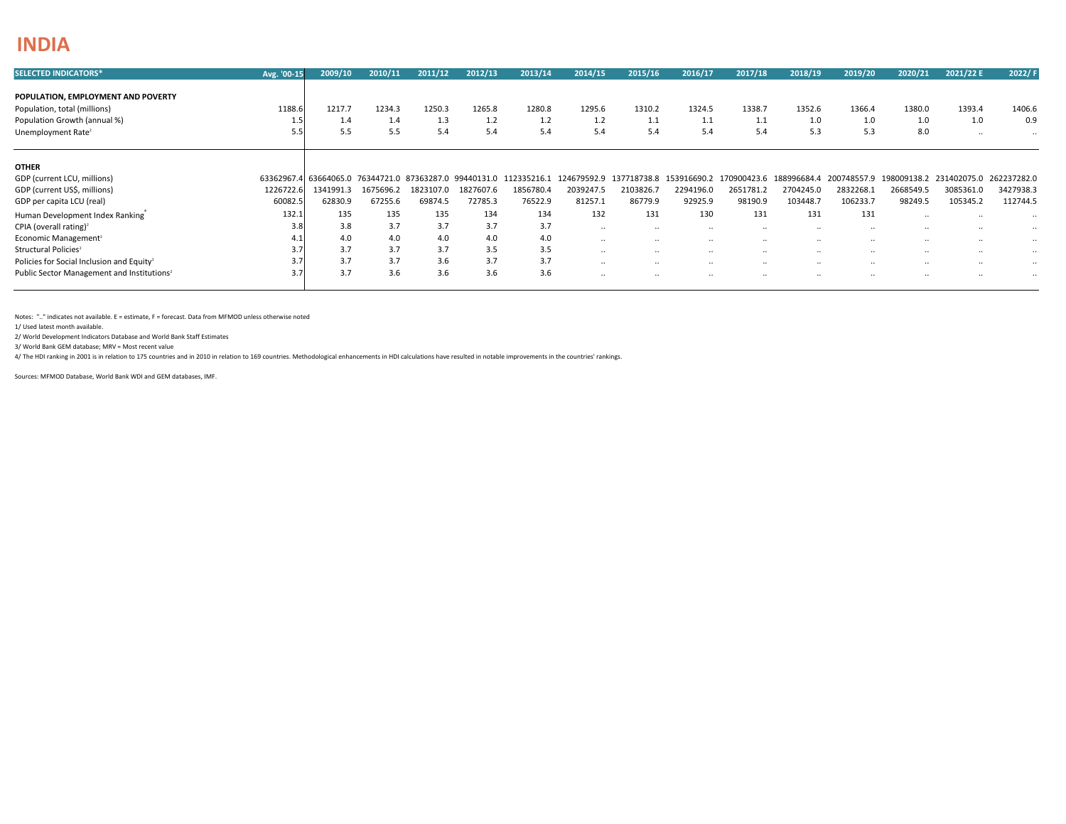# INDIA

| SELECTED INDICATORS* | Avg. '00-15 | 2009/10 | 2010/11 | 2011/12 | 2012/13 | 2013/14 | 2014/15 | 2015/16 | 2016/17 | 2017/18 | 2018/19 | 2019/20 | 2020/21 | 2021/22 E | 2022/ F |
|---|---|---|---|---|---|---|---|---|---|---|---|---|---|---|---|
| **POPULATION, EMPLOYMENT AND POVERTY** | | | | | | | | | | | | | | | |
| Population, total (millions) | 1188.6 | 1217.7 | 1234.3 | 1250.3 | 1265.8 | 1280.8 | 1295.6 | 1310.2 | 1324.5 | 1338.7 | 1352.6 | 1366.4 | 1380.0 | 1393.4 | 1406.6 |
| Population Growth (annual %) | 1.5 | 1.4 | 1.4 | 1.3 | 1.2 | 1.2 | 1.2 | 1.1 | 1.1 | 1.1 | 1.0 | 1.0 | 1.0 | 1.0 | 0.9 |
| Unemployment Rate[2] | 5.5 | 5.5 | 5.5 | 5.4 | 5.4 | 5.4 | 5.4 | 5.4 | 5.4 | 5.4 | 5.3 | 5.3 | 8.0 | .. | .. |
| **OTHER** | | | | | | | | | | | | | | | |
| GDP (current LCU, millions) | 63362967.4 | 63664065.0 | 76344721.0 | 87363287.0 | 99440131.0 | 112335216.1 | 124679592.9 | 137718738.8 | 153916690.2 | 170900423.6 | 188996684.4 | 200748557.9 | 198009138.2 | 231402075.0 | 262237282.0 |
| GDP (current US$, millions) | 1226722.6 | 1341991.3 | 1675696.2 | 1823107.0 | 1827607.6 | 1856780.4 | 2039247.5 | 2103826.7 | 2294196.0 | 2651781.2 | 2704245.0 | 2832268.1 | 2668549.5 | 3085361.0 | 3427938.3 |
| GDP per capita LCU (real) | 60082.5 | 62830.9 | 67255.6 | 69874.5 | 72785.3 | 76522.9 | 81257.1 | 86779.9 | 92925.9 | 98190.9 | 103448.7 | 106233.7 | 98249.5 | 105345.2 | 112744.5 |
| Human Development Index Ranking[4] | 132.1 | 135 | 135 | 135 | 134 | 134 | 132 | 131 | 130 | 131 | 131 | 131 | .. | .. | .. |
| CPIA (overall rating)[2] | 3.8 | 3.8 | 3.7 | 3.7 | 3.7 | 3.7 | .. | .. | .. | .. | .. | .. | .. | .. | .. |
| Economic Management[2] | 4.1 | 4.0 | 4.0 | 4.0 | 4.0 | 4.0 | .. | .. | .. | .. | .. | .. | .. | .. | .. |
| Structural Policies[2] | 3.7 | 3.7 | 3.7 | 3.7 | 3.5 | 3.5 | .. | .. | .. | .. | .. | .. | .. | .. | .. |
| Policies for Social Inclusion and Equity[2] | 3.7 | 3.7 | 3.7 | 3.6 | 3.7 | 3.7 | .. | .. | .. | .. | .. | .. | .. | .. | .. |
| Public Sector Management and Institutions[2] | 3.7 | 3.7 | 3.6 | 3.6 | 3.6 | 3.6 | .. | .. | .. | .. | .. | .. | .. | .. | .. |

Notes: ".." indicates not available. E = estimate, F = forecast. Data from MFMOD unless otherwise noted

1/ Used latest month available.

2/ World Development Indicators Database and World Bank Staff Estimates

3/ World Bank GEM database; MRV = Most recent value

4/ The HDI ranking in 2001 is in relation to 175 countries and in 2010 in relation to 169 countries. Methodological enhancements in HDI calculations have resulted in notable improvements in the countries' rankings.

Sources: MFMOD Database, World Bank WDI and GEM databases, IMF.